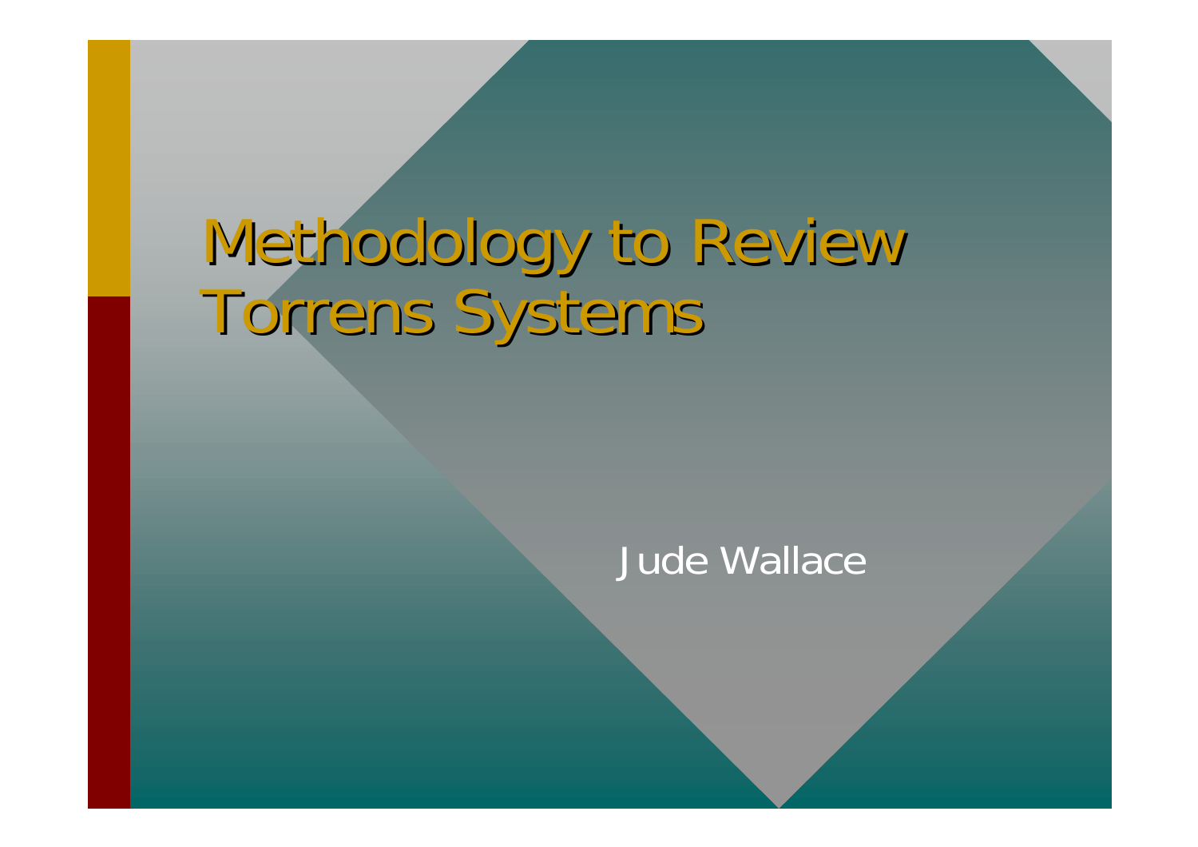# Methodology to Review Torrens Systems

Jude Wallace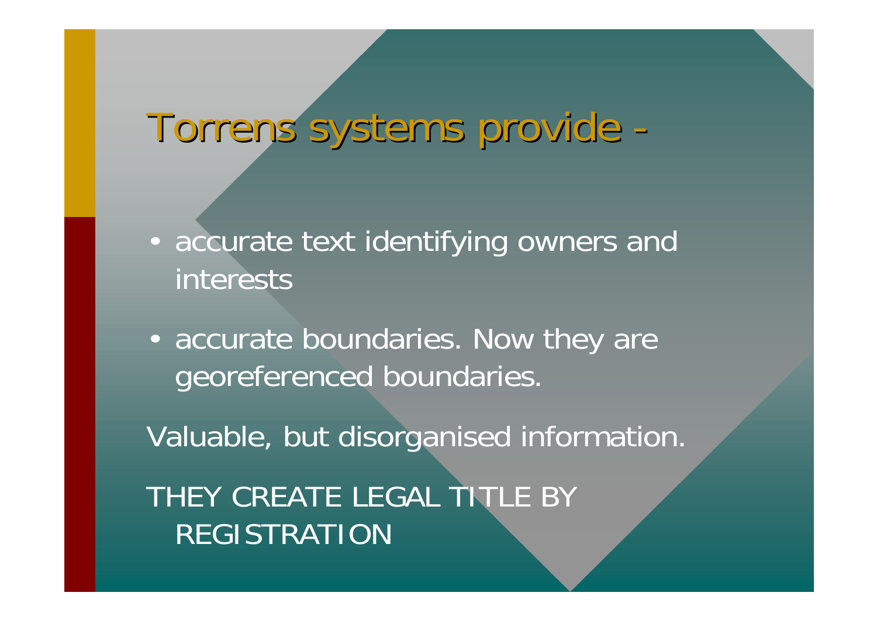# Torrens systems provide -

- accurate text identifying owners and interests
- accurate boundaries. Now they are georeferenced boundaries.

Valuable, but disorganised information.

THEY CREATE LEGAL TITLE BY REGISTRATION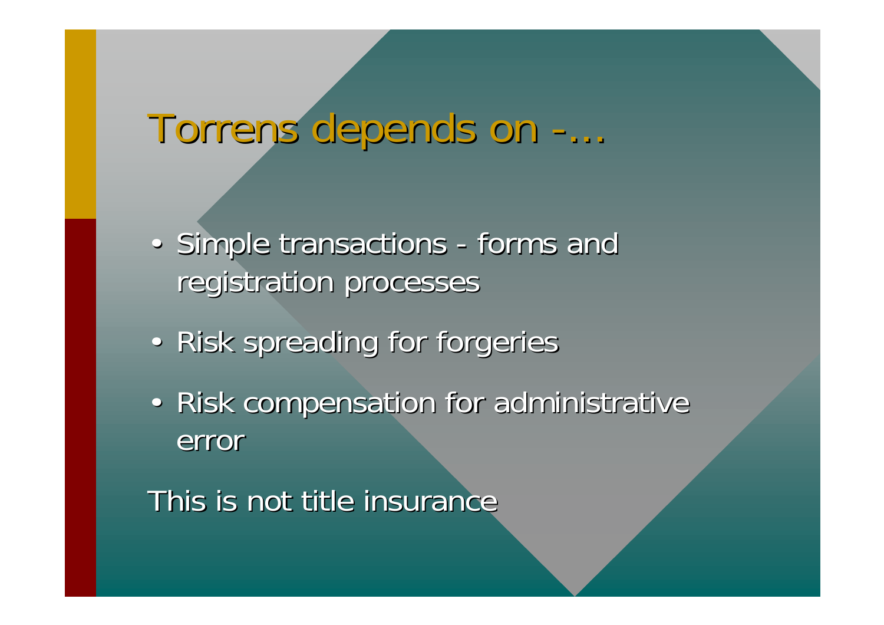# Torrens depends on -…

- Simple transactions - forms and registration processes
- Risk spreading for forgeries
- Risk compensation for administrative error

This is not title insurance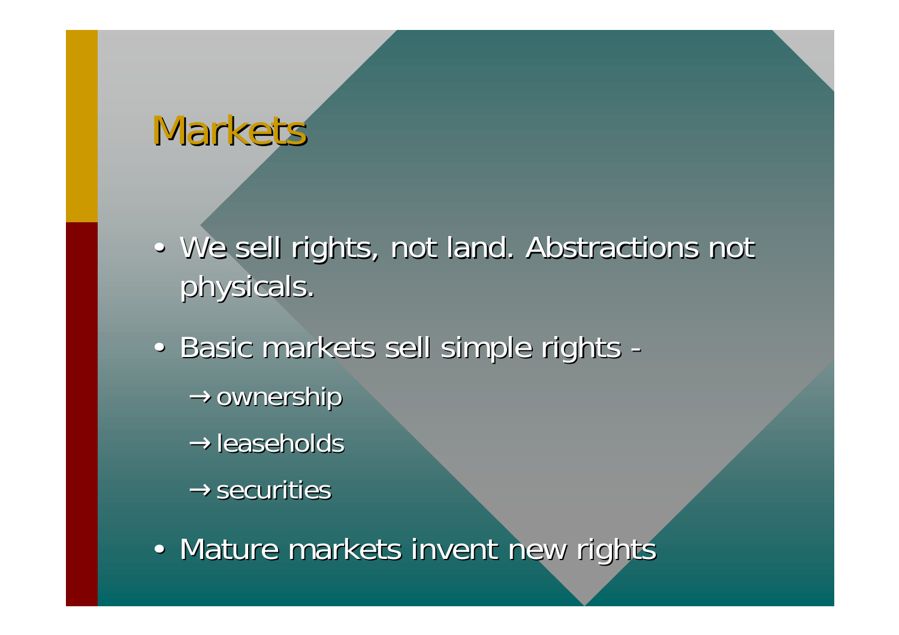# Markets

- We sell rights, not land. Abstractions not physicals.
- Basic markets sell simple rights -
  - → ownership
  - → leaseholds
  - → securities
- Mature markets invent new rights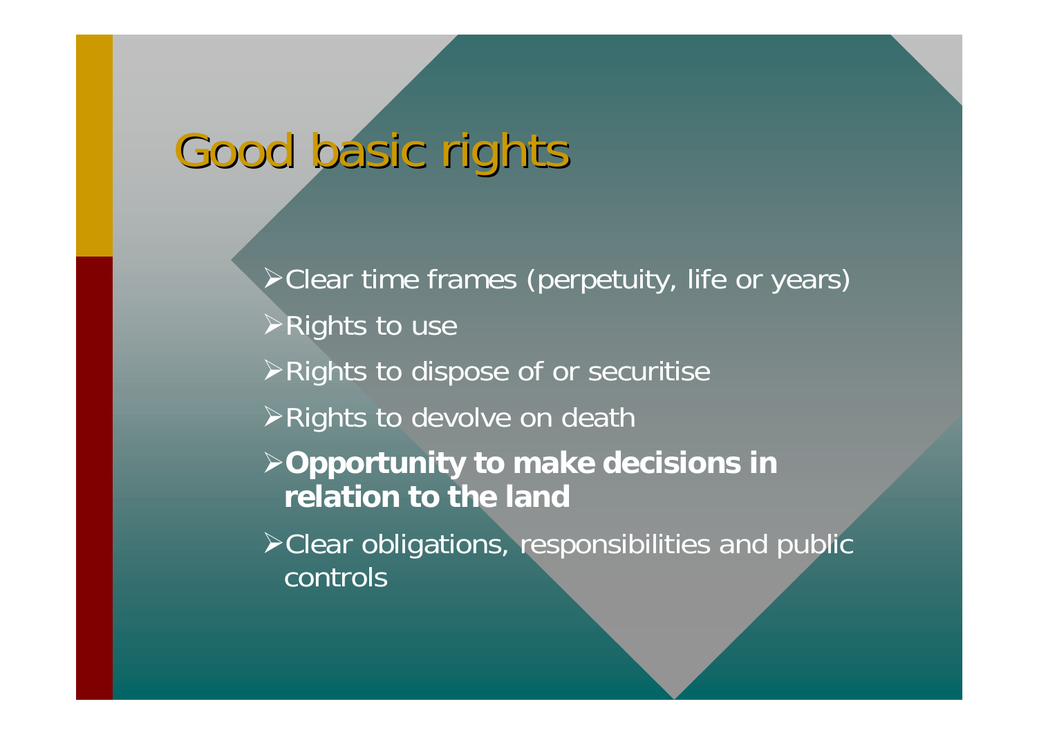# Good basic rights

- Clear time frames (perpetuity, life or years)
- Rights to use
- Rights to dispose of or securitise
- Rights to devolve on death
- **Opportunity to make decisions in relation to the land**
- Clear obligations, responsibilities and public controls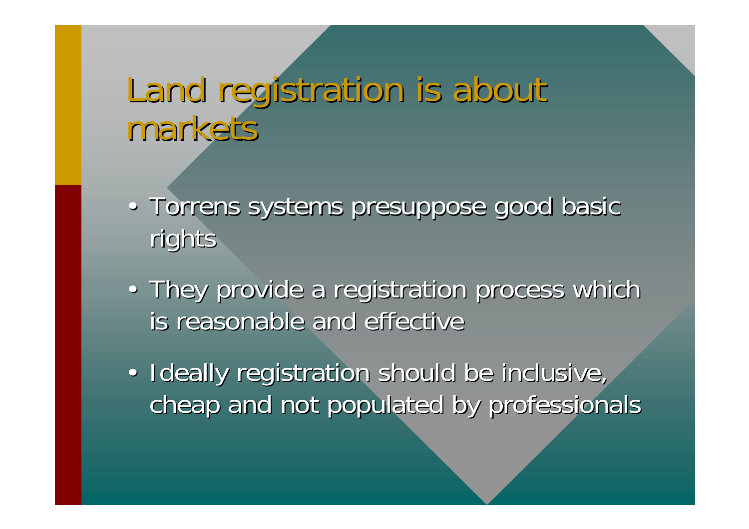# Land registration is about markets

- Torrens systems presuppose good basic rights
- They provide a registration process which is reasonable and effective
- Ideally registration should be inclusive, cheap and not populated by professionals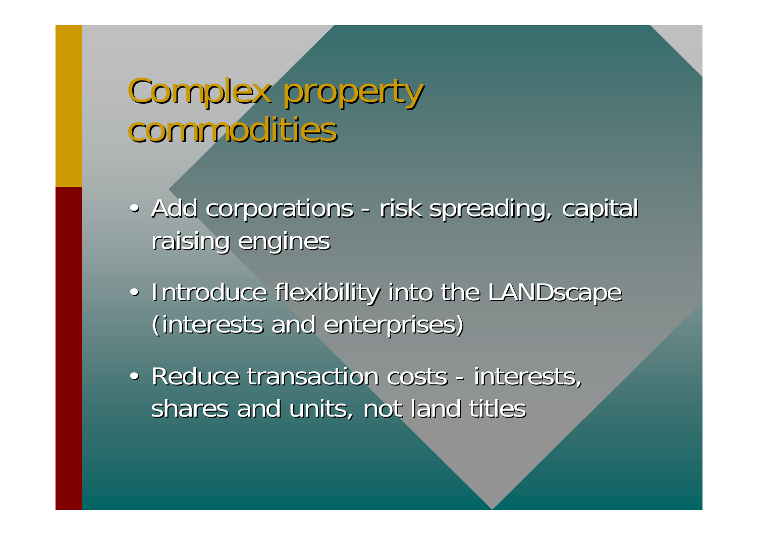# Complex property commodities

- Add corporations - risk spreading, capital raising engines
- Introduce flexibility into the LANDscape (interests and enterprises)
- Reduce transaction costs - interests, shares and units, not land titles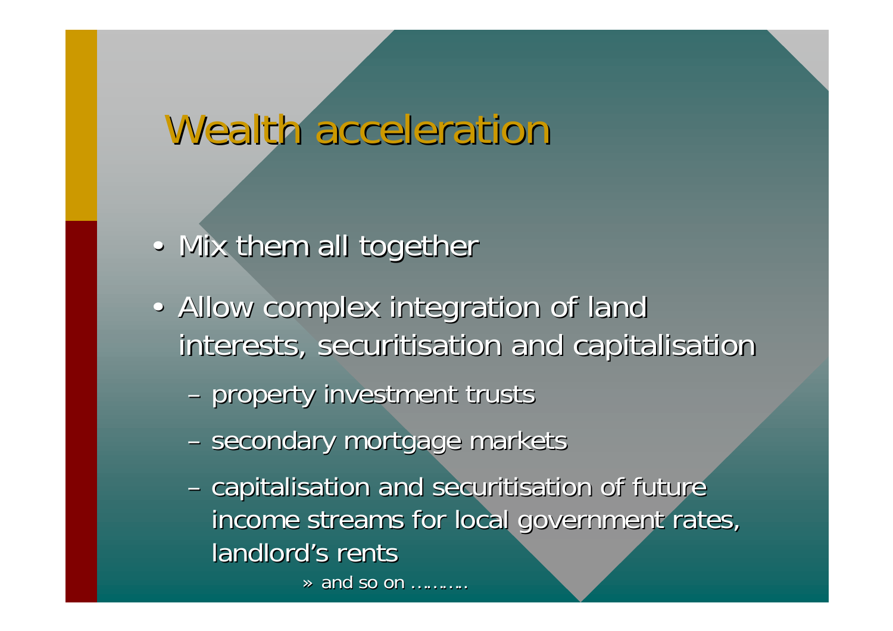# Wealth acceleration

- Mix them all together
- Allow complex integration of land interests, securitisation and capitalisation
  - property investment trusts
  - secondary mortgage markets
  - capitalisation and securitisation of future income streams for local government rates, landlord's rents
    - and so on ……….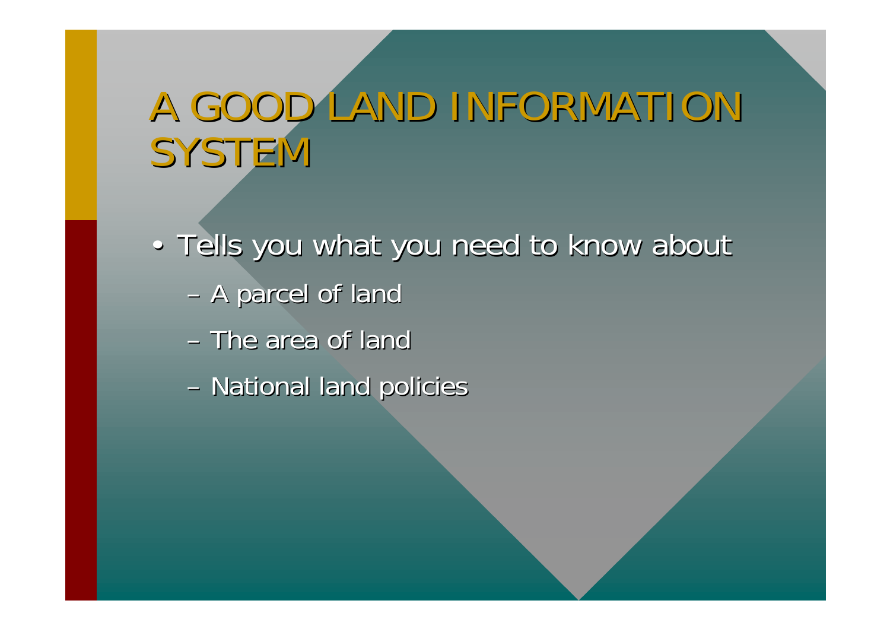# A GOOD LAND INFORMATION SYSTEM

- Tells you what you need to know about
  - A parcel of land
  - The area of land
  - National land policies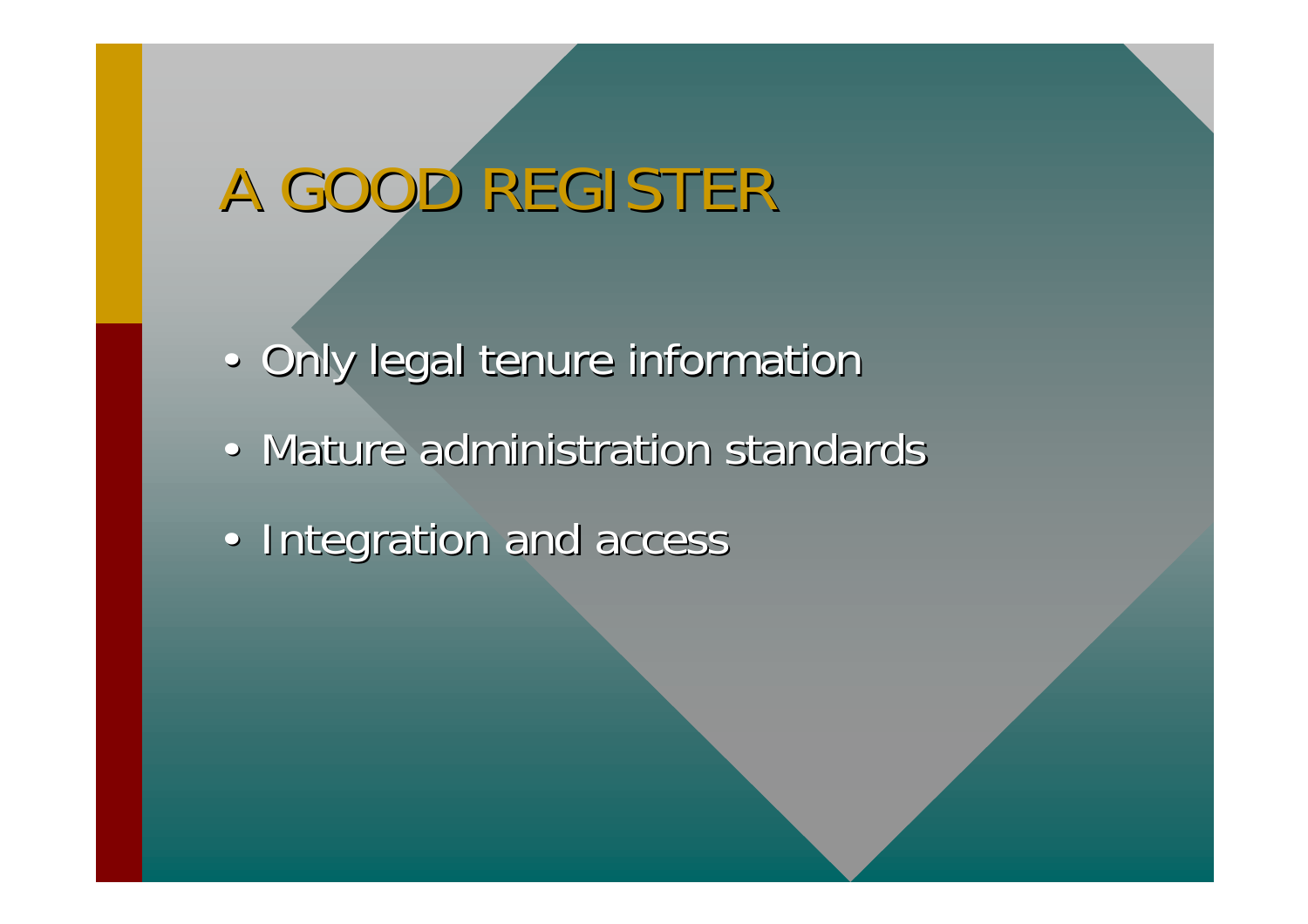# A GOOD REGISTER

- Only legal tenure information
- Mature administration standards
- Integration and access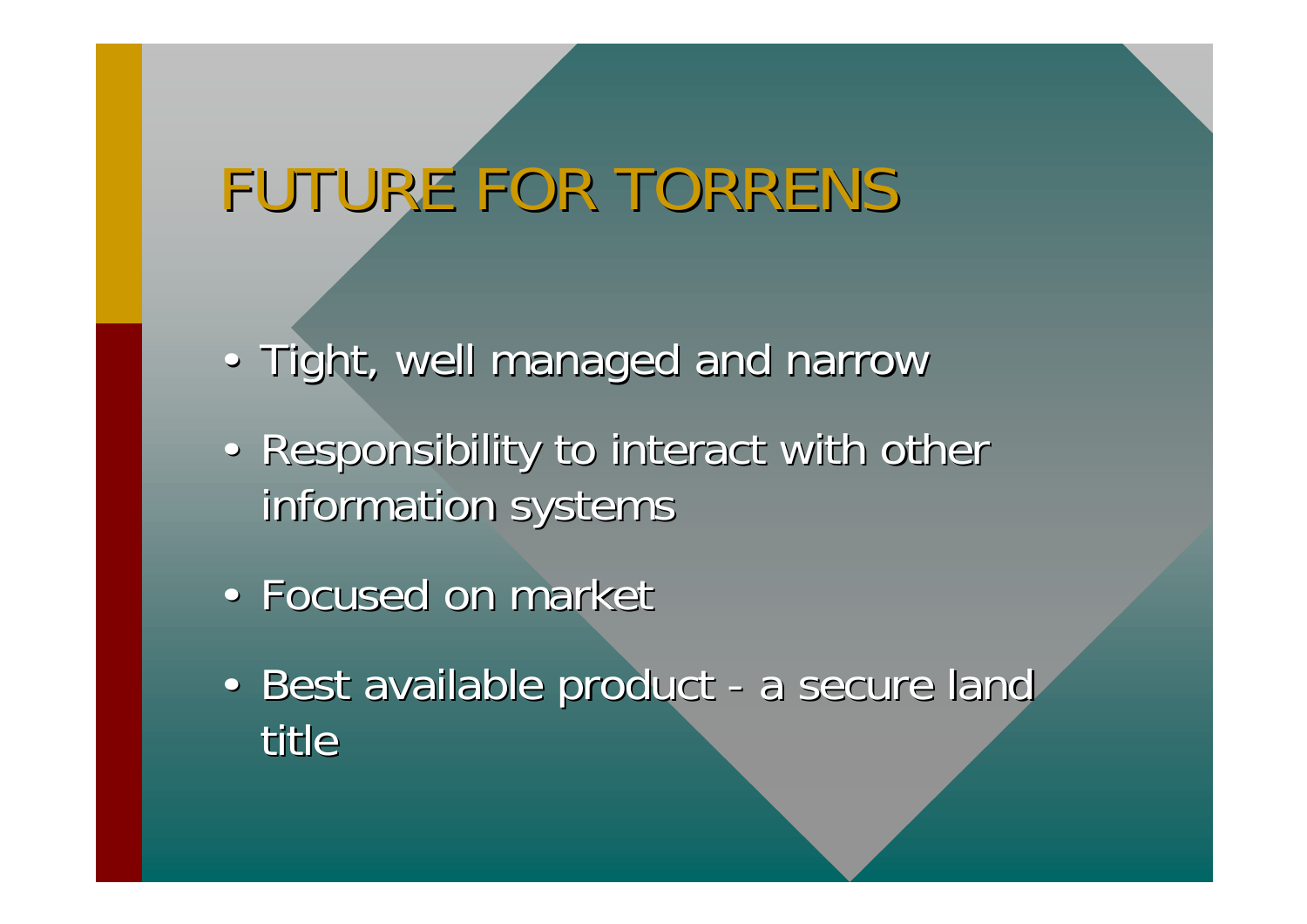# FUTURE FOR TORRENS

- Tight, well managed and narrow
- Responsibility to interact with other information systems
- Focused on market
- Best available product - a secure land title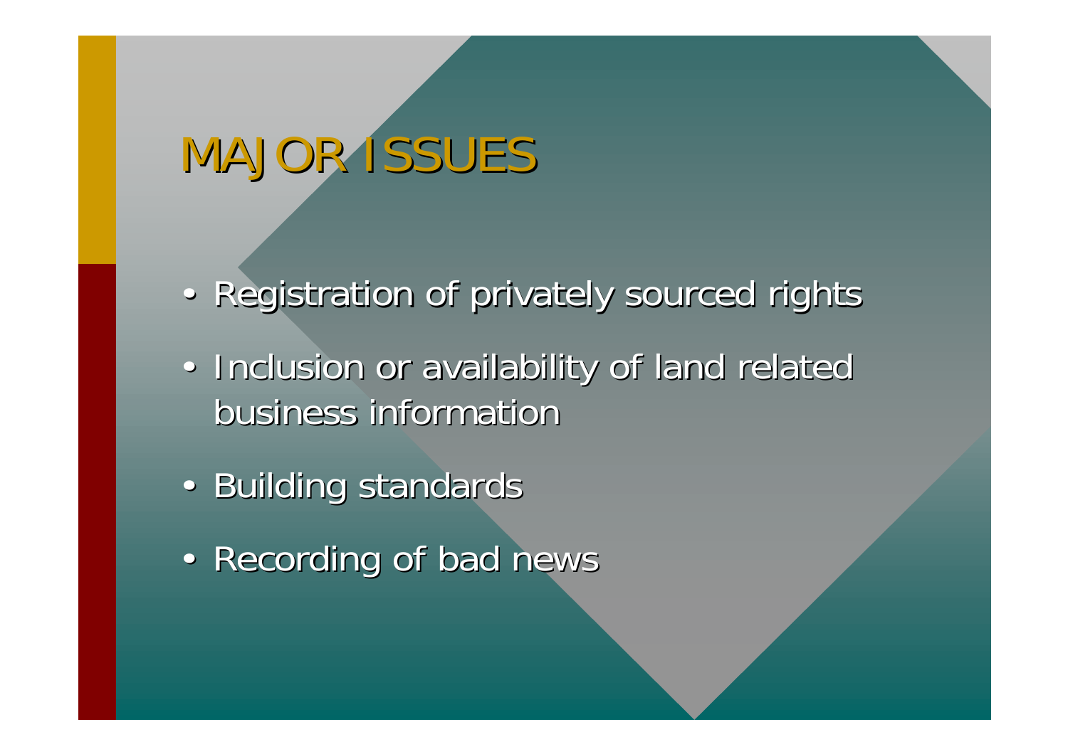# MAJOR ISSUES

- Registration of privately sourced rights
- Inclusion or availability of land related business information
- Building standards
- Recording of bad news